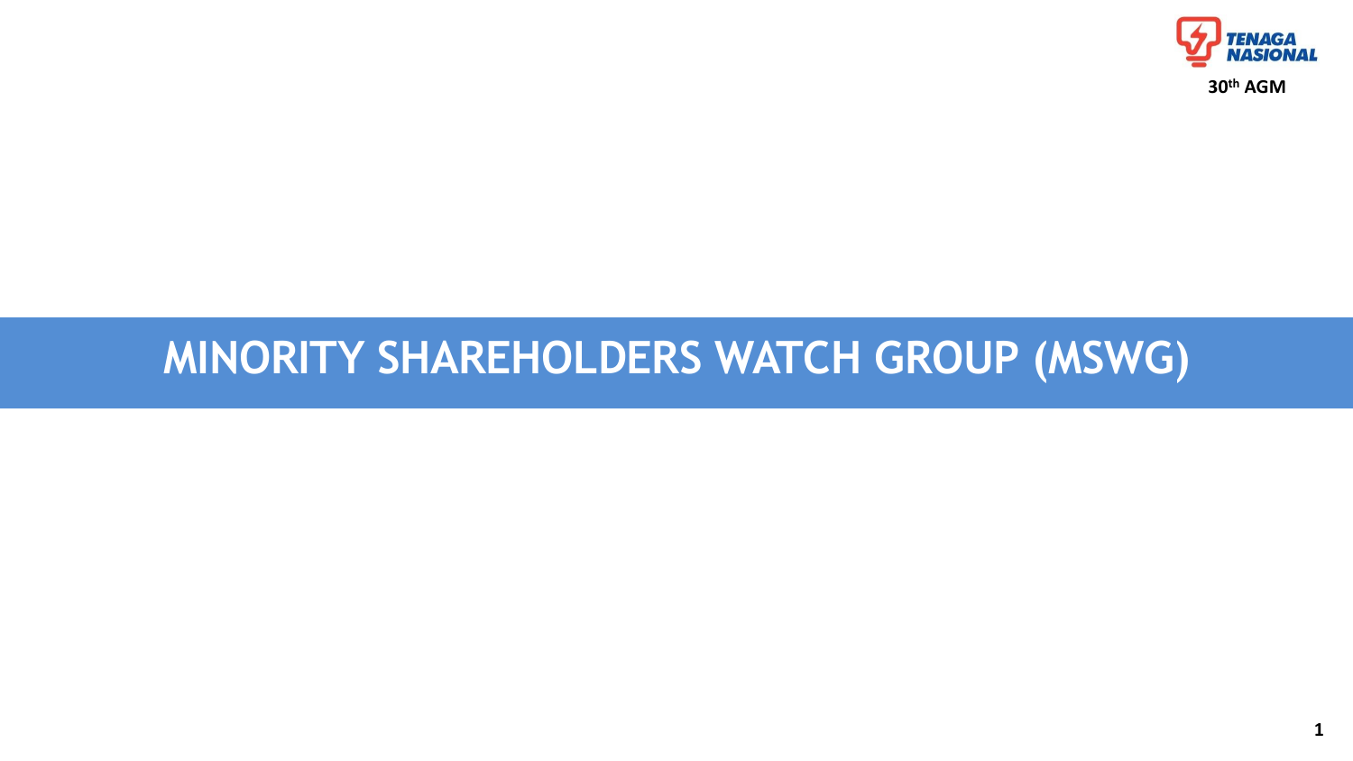TENAGA NASIONAL

30th AGM

# MINORITY SHAREHOLDERS WATCH GROUP (MSWG)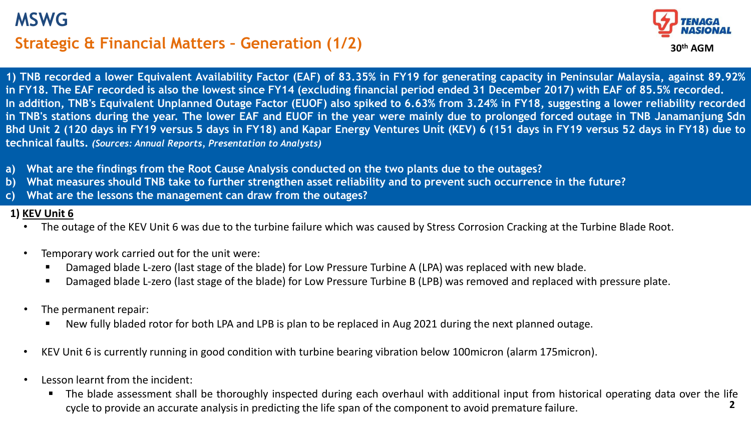# MSWG

## Strategic & Financial Matters – Generation (1/2)

**1) TNB recorded a lower Equivalent Availability Factor (EAF) of 83.35% in FY19 for generating capacity in Peninsular Malaysia, against 89.92% in FY18. The EAF recorded is also the lowest since FY14 (excluding financial period ended 31 December 2017) with EAF of 85.5% recorded. In addition, TNB's Equivalent Unplanned Outage Factor (EUOF) also spiked to 6.63% from 3.24% in FY18, suggesting a lower reliability recorded in TNB's stations during the year. The lower EAF and EUOF in the year were mainly due to prolonged forced outage in TNB Janamanjung Sdn Bhd Unit 2 (120 days in FY19 versus 5 days in FY18) and Kapar Energy Ventures Unit (KEV) 6 (151 days in FY19 versus 52 days in FY18) due to technical faults.** ***(Sources: Annual Reports, Presentation to Analysts)***

**a) What are the findings from the Root Cause Analysis conducted on the two plants due to the outages?**
**b) What measures should TNB take to further strengthen asset reliability and to prevent such occurrence in the future?**
**c) What are the lessons the management can draw from the outages?**

**1) KEV Unit 6**

- The outage of the KEV Unit 6 was due to the turbine failure which was caused by Stress Corrosion Cracking at the Turbine Blade Root.
- Temporary work carried out for the unit were:
  - Damaged blade L-zero (last stage of the blade) for Low Pressure Turbine A (LPA) was replaced with new blade.
  - Damaged blade L-zero (last stage of the blade) for Low Pressure Turbine B (LPB) was removed and replaced with pressure plate.
- The permanent repair:
  - New fully bladed rotor for both LPA and LPB is plan to be replaced in Aug 2021 during the next planned outage.
- KEV Unit 6 is currently running in good condition with turbine bearing vibration below 100micron (alarm 175micron).
- Lesson learnt from the incident:
  - The blade assessment shall be thoroughly inspected during each overhaul with additional input from historical operating data over the life cycle to provide an accurate analysis in predicting the life span of the component to avoid premature failure.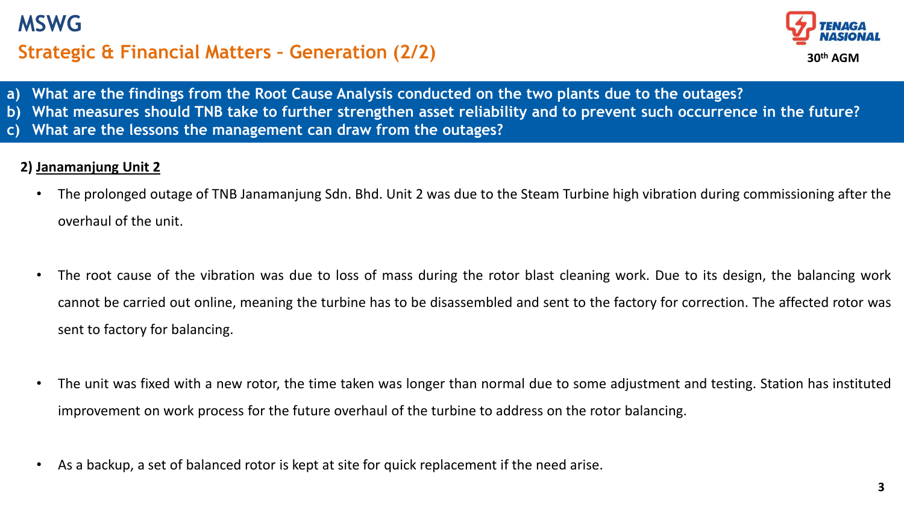# MSWG

## Strategic & Financial Matters – Generation (2/2)

TENAGA NASIONAL
30th AGM

a) What are the findings from the Root Cause Analysis conducted on the two plants due to the outages?
b) What measures should TNB take to further strengthen asset reliability and to prevent such occurrence in the future?
c) What are the lessons the management can draw from the outages?

**2) Janamanjung Unit 2**

- The prolonged outage of TNB Janamanjung Sdn. Bhd. Unit 2 was due to the Steam Turbine high vibration during commissioning after the overhaul of the unit.
- The root cause of the vibration was due to loss of mass during the rotor blast cleaning work. Due to its design, the balancing work cannot be carried out online, meaning the turbine has to be disassembled and sent to the factory for correction. The affected rotor was sent to factory for balancing.
- The unit was fixed with a new rotor, the time taken was longer than normal due to some adjustment and testing. Station has instituted improvement on work process for the future overhaul of the turbine to address on the rotor balancing.
- As a backup, a set of balanced rotor is kept at site for quick replacement if the need arise.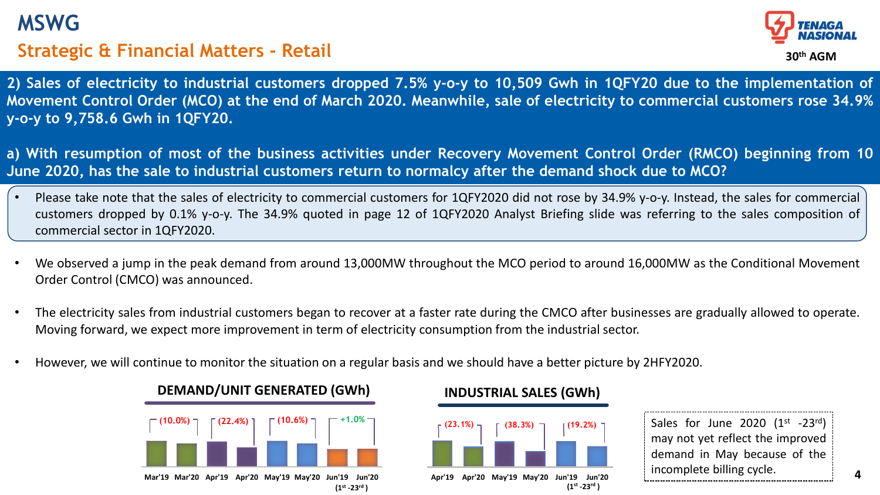# MSWG

## Strategic & Financial Matters - Retail

**2) Sales of electricity to industrial customers dropped 7.5% y-o-y to 10,509 Gwh in 1QFY20 due to the implementation of Movement Control Order (MCO) at the end of March 2020. Meanwhile, sale of electricity to commercial customers rose 34.9% y-o-y to 9,758.6 Gwh in 1QFY20.**

**a) With resumption of most of the business activities under Recovery Movement Control Order (RMCO) beginning from 10 June 2020, has the sale to industrial customers return to normalcy after the demand shock due to MCO?**

- Please take note that the sales of electricity to commercial customers for 1QFY2020 did not rose by 34.9% y-o-y. Instead, the sales for commercial customers dropped by 0.1% y-o-y. The 34.9% quoted in page 12 of 1QFY2020 Analyst Briefing slide was referring to the sales composition of commercial sector in 1QFY2020.

- We observed a jump in the peak demand from around 13,000MW throughout the MCO period to around 16,000MW as the Conditional Movement Order Control (CMCO) was announced.

- The electricity sales from industrial customers began to recover at a faster rate during the CMCO after businesses are gradually allowed to operate. Moving forward, we expect more improvement in term of electricity consumption from the industrial sector.

- However, we will continue to monitor the situation on a regular basis and we should have a better picture by 2HFY2020.

**DEMAND/UNIT GENERATED (GWh)**

| Period | Change |
|---|---|
| Mar'19 vs Mar'20 | (10.0%) |
| Apr'19 vs Apr'20 | (22.4%) |
| May'19 vs May'20 | (10.6%) |
| Jun'19 vs Jun'20 (1st -23rd) | +1.0% |

**INDUSTRIAL SALES (GWh)**

| Period | Change |
|---|---|
| Apr'19 vs Apr'20 | (23.1%) |
| May'19 vs May'20 | (38.3%) |
| Jun'19 vs Jun'20 (1st -23rd) | (19.2%) |

Sales for June 2020 (1st -23rd) may not yet reflect the improved demand in May because of the incomplete billing cycle.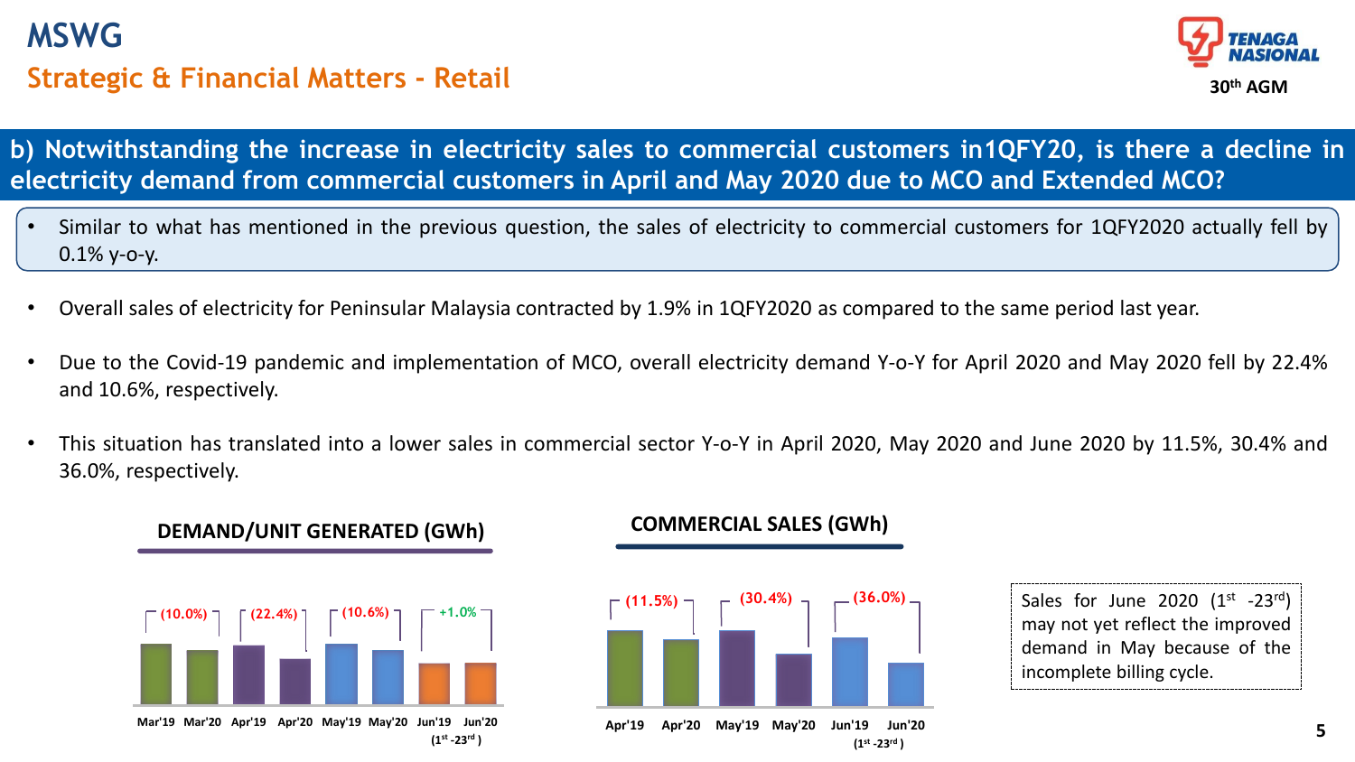# MSWG

## Strategic & Financial Matters - Retail

30th AGM

### b) Notwithstanding the increase in electricity sales to commercial customers in1QFY20, is there a decline in electricity demand from commercial customers in April and May 2020 due to MCO and Extended MCO?

- Similar to what has mentioned in the previous question, the sales of electricity to commercial customers for 1QFY2020 actually fell by 0.1% y-o-y.
- Overall sales of electricity for Peninsular Malaysia contracted by 1.9% in 1QFY2020 as compared to the same period last year.
- Due to the Covid-19 pandemic and implementation of MCO, overall electricity demand Y-o-Y for April 2020 and May 2020 fell by 22.4% and 10.6%, respectively.
- This situation has translated into a lower sales in commercial sector Y-o-Y in April 2020, May 2020 and June 2020 by 11.5%, 30.4% and 36.0%, respectively.

**DEMAND/UNIT GENERATED (GWh)**

| Period | Change |
|---|---|
| Mar'19 vs Mar'20 | (10.0%) |
| Apr'19 vs Apr'20 | (22.4%) |
| May'19 vs May'20 | (10.6%) |
| Jun'19 vs Jun'20 (1st -23rd) | +1.0% |

**COMMERCIAL SALES (GWh)**

| Period | Change |
|---|---|
| Apr'19 vs Apr'20 | (11.5%) |
| May'19 vs May'20 | (30.4%) |
| Jun'19 vs Jun'20 (1st -23rd) | (36.0%) |

Sales for June 2020 (1st -23rd) may not yet reflect the improved demand in May because of the incomplete billing cycle.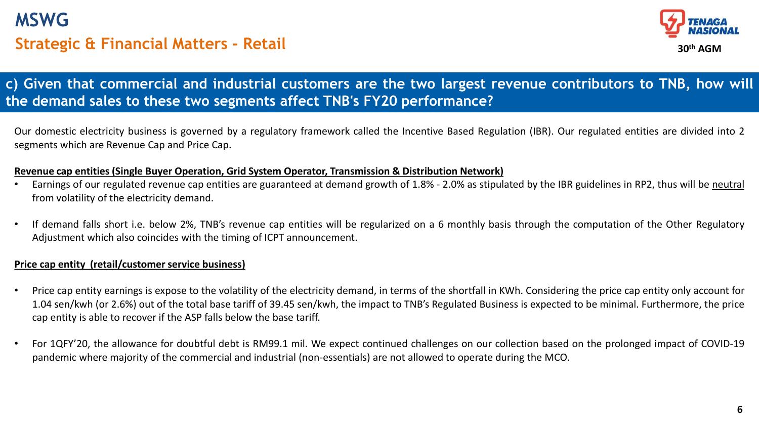# MSWG

## Strategic & Financial Matters - Retail

**c) Given that commercial and industrial customers are the two largest revenue contributors to TNB, how will the demand sales to these two segments affect TNB's FY20 performance?**

Our domestic electricity business is governed by a regulatory framework called the Incentive Based Regulation (IBR). Our regulated entities are divided into 2 segments which are Revenue Cap and Price Cap.

**Revenue cap entities (Single Buyer Operation, Grid System Operator, Transmission & Distribution Network)**

- Earnings of our regulated revenue cap entities are guaranteed at demand growth of 1.8% - 2.0% as stipulated by the IBR guidelines in RP2, thus will be neutral from volatility of the electricity demand.
- If demand falls short i.e. below 2%, TNB's revenue cap entities will be regularized on a 6 monthly basis through the computation of the Other Regulatory Adjustment which also coincides with the timing of ICPT announcement.

**Price cap entity (retail/customer service business)**

- Price cap entity earnings is expose to the volatility of the electricity demand, in terms of the shortfall in KWh. Considering the price cap entity only account for 1.04 sen/kwh (or 2.6%) out of the total base tariff of 39.45 sen/kwh, the impact to TNB's Regulated Business is expected to be minimal. Furthermore, the price cap entity is able to recover if the ASP falls below the base tariff.
- For 1QFY'20, the allowance for doubtful debt is RM99.1 mil. We expect continued challenges on our collection based on the prolonged impact of COVID-19 pandemic where majority of the commercial and industrial (non-essentials) are not allowed to operate during the MCO.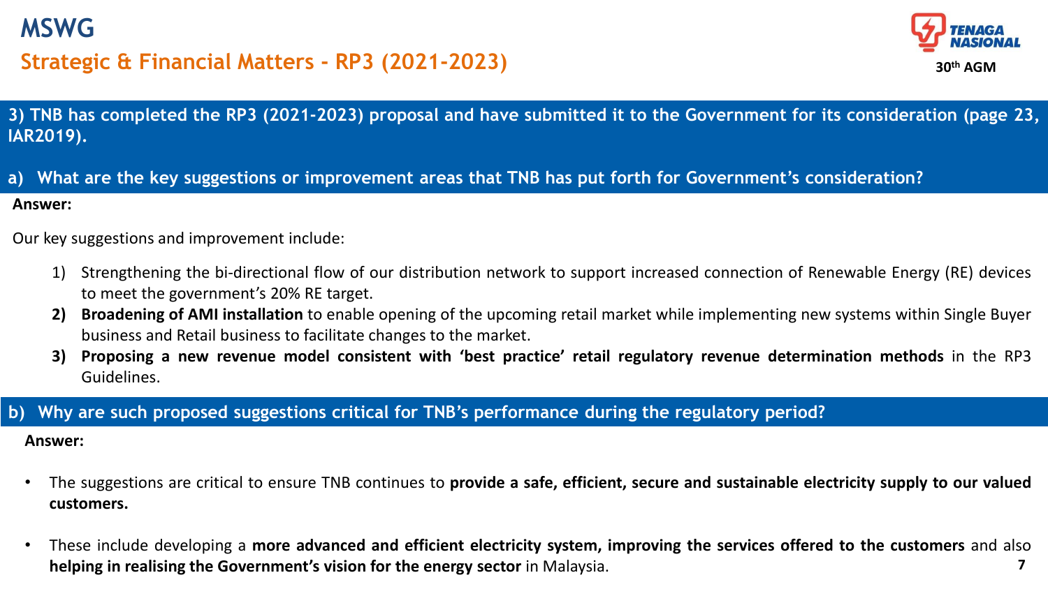# MSWG

## Strategic & Financial Matters - RP3 (2021-2023)

**3) TNB has completed the RP3 (2021-2023) proposal and have submitted it to the Government for its consideration (page 23, IAR2019).**

**a) What are the key suggestions or improvement areas that TNB has put forth for Government's consideration?**

**Answer:**

Our key suggestions and improvement include:

1) Strengthening the bi-directional flow of our distribution network to support increased connection of Renewable Energy (RE) devices to meet the government's 20% RE target.
2) **Broadening of AMI installation** to enable opening of the upcoming retail market while implementing new systems within Single Buyer business and Retail business to facilitate changes to the market.
3) **Proposing a new revenue model consistent with 'best practice' retail regulatory revenue determination methods** in the RP3 Guidelines.

**b) Why are such proposed suggestions critical for TNB's performance during the regulatory period?**

**Answer:**

- The suggestions are critical to ensure TNB continues to **provide a safe, efficient, secure and sustainable electricity supply to our valued customers.**
- These include developing a **more advanced and efficient electricity system, improving the services offered to the customers** and also **helping in realising the Government's vision for the energy sector** in Malaysia.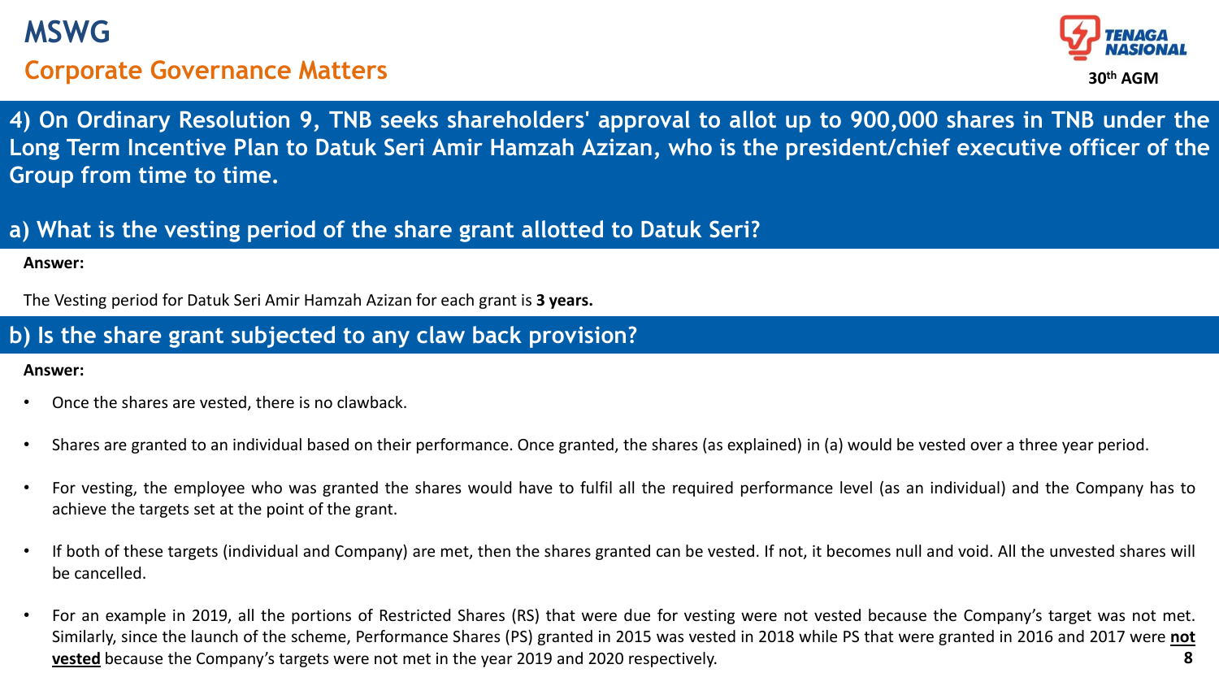# MSWG

## Corporate Governance Matters

TENAGA NASIONAL

30th AGM

### 4) On Ordinary Resolution 9, TNB seeks shareholders' approval to allot up to 900,000 shares in TNB under the Long Term Incentive Plan to Datuk Seri Amir Hamzah Azizan, who is the president/chief executive officer of the Group from time to time.

### a) What is the vesting period of the share grant allotted to Datuk Seri?

**Answer:**

The Vesting period for Datuk Seri Amir Hamzah Azizan for each grant is **3 years.**

### b) Is the share grant subjected to any claw back provision?

**Answer:**

- Once the shares are vested, there is no clawback.
- Shares are granted to an individual based on their performance. Once granted, the shares (as explained) in (a) would be vested over a three year period.
- For vesting, the employee who was granted the shares would have to fulfil all the required performance level (as an individual) and the Company has to achieve the targets set at the point of the grant.
- If both of these targets (individual and Company) are met, then the shares granted can be vested. If not, it becomes null and void. All the unvested shares will be cancelled.
- For an example in 2019, all the portions of Restricted Shares (RS) that were due for vesting were not vested because the Company's target was not met. Similarly, since the launch of the scheme, Performance Shares (PS) granted in 2015 was vested in 2018 while PS that were granted in 2016 and 2017 were **<u>not vested</u>** because the Company's targets were not met in the year 2019 and 2020 respectively.